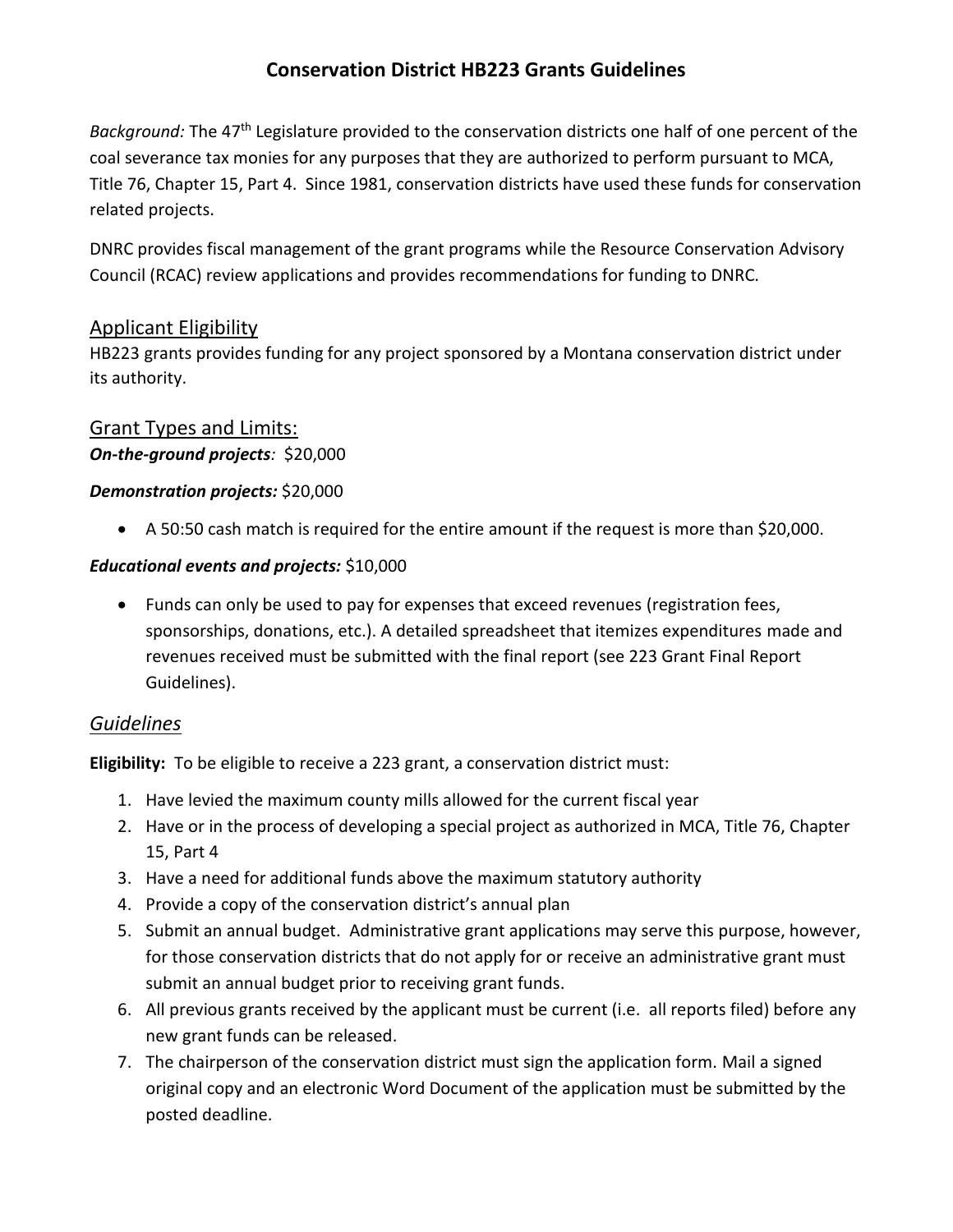# Conservation District HB223 Grants Guidelines

*Background:* The 47th Legislature provided to the conservation districts one half of one percent of the coal severance tax monies for any purposes that they are authorized to perform pursuant to MCA, Title 76, Chapter 15, Part 4. Since 1981, conservation districts have used these funds for conservation related projects.

DNRC provides fiscal management of the grant programs while the Resource Conservation Advisory Council (RCAC) review applications and provides recommendations for funding to DNRC.

## Applicant Eligibility

HB223 grants provides funding for any project sponsored by a Montana conservation district under its authority.

## Grant Types and Limits:

***On-the-ground projects**:* $20,000

***Demonstration projects:*** $20,000

- A 50:50 cash match is required for the entire amount if the request is more than $20,000.

***Educational events and projects:*** $10,000

- Funds can only be used to pay for expenses that exceed revenues (registration fees, sponsorships, donations, etc.). A detailed spreadsheet that itemizes expenditures made and revenues received must be submitted with the final report (see 223 Grant Final Report Guidelines).

## *Guidelines*

**Eligibility:** To be eligible to receive a 223 grant, a conservation district must:

1. Have levied the maximum county mills allowed for the current fiscal year
2. Have or in the process of developing a special project as authorized in MCA, Title 76, Chapter 15, Part 4
3. Have a need for additional funds above the maximum statutory authority
4. Provide a copy of the conservation district's annual plan
5. Submit an annual budget. Administrative grant applications may serve this purpose, however, for those conservation districts that do not apply for or receive an administrative grant must submit an annual budget prior to receiving grant funds.
6. All previous grants received by the applicant must be current (i.e. all reports filed) before any new grant funds can be released.
7. The chairperson of the conservation district must sign the application form. Mail a signed original copy and an electronic Word Document of the application must be submitted by the posted deadline.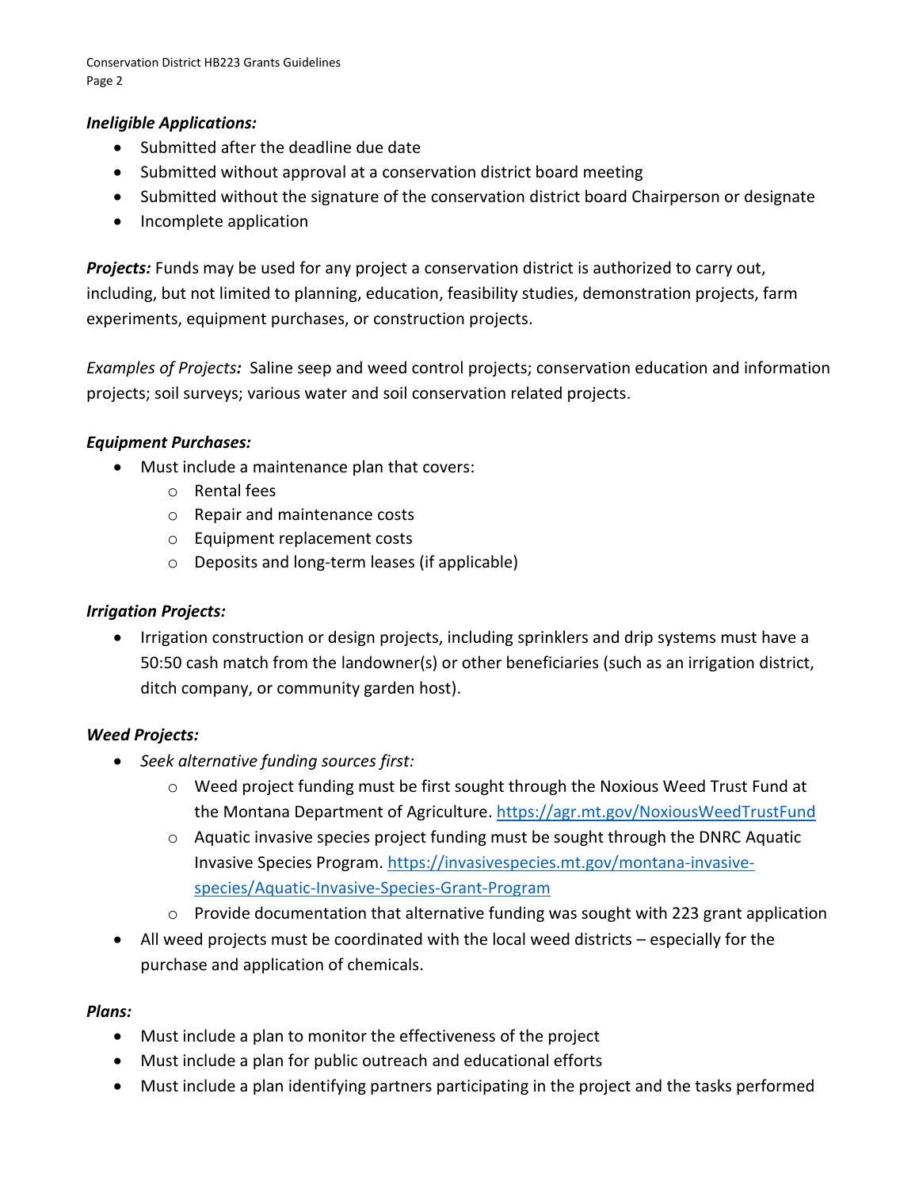***Ineligible Applications:***

- Submitted after the deadline due date
- Submitted without approval at a conservation district board meeting
- Submitted without the signature of the conservation district board Chairperson or designate
- Incomplete application

***Projects:*** Funds may be used for any project a conservation district is authorized to carry out, including, but not limited to planning, education, feasibility studies, demonstration projects, farm experiments, equipment purchases, or construction projects.

*Examples of Projects**:*** Saline seep and weed control projects; conservation education and information projects; soil surveys; various water and soil conservation related projects.

***Equipment Purchases:***

- Must include a maintenance plan that covers:
  - Rental fees
  - Repair and maintenance costs
  - Equipment replacement costs
  - Deposits and long-term leases (if applicable)

***Irrigation Projects:***

- Irrigation construction or design projects, including sprinklers and drip systems must have a 50:50 cash match from the landowner(s) or other beneficiaries (such as an irrigation district, ditch company, or community garden host).

***Weed Projects:***

- *Seek alternative funding sources first:*
  - Weed project funding must be first sought through the Noxious Weed Trust Fund at the Montana Department of Agriculture. https://agr.mt.gov/NoxiousWeedTrustFund
  - Aquatic invasive species project funding must be sought through the DNRC Aquatic Invasive Species Program. https://invasivespecies.mt.gov/montana-invasive-species/Aquatic-Invasive-Species-Grant-Program
  - Provide documentation that alternative funding was sought with 223 grant application
- All weed projects must be coordinated with the local weed districts – especially for the purchase and application of chemicals.

***Plans:***

- Must include a plan to monitor the effectiveness of the project
- Must include a plan for public outreach and educational efforts
- Must include a plan identifying partners participating in the project and the tasks performed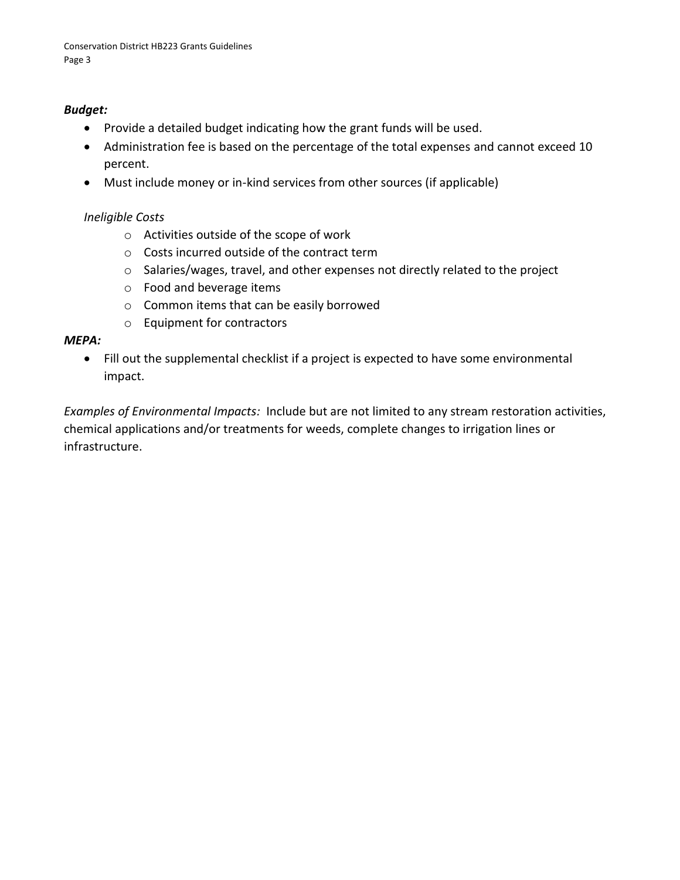***Budget:***

- Provide a detailed budget indicating how the grant funds will be used.
- Administration fee is based on the percentage of the total expenses and cannot exceed 10 percent.
- Must include money or in-kind services from other sources (if applicable)

*Ineligible Costs*

- Activities outside of the scope of work
- Costs incurred outside of the contract term
- Salaries/wages, travel, and other expenses not directly related to the project
- Food and beverage items
- Common items that can be easily borrowed
- Equipment for contractors

***MEPA:***

- Fill out the supplemental checklist if a project is expected to have some environmental impact.

*Examples of Environmental Impacts:* Include but are not limited to any stream restoration activities, chemical applications and/or treatments for weeds, complete changes to irrigation lines or infrastructure.